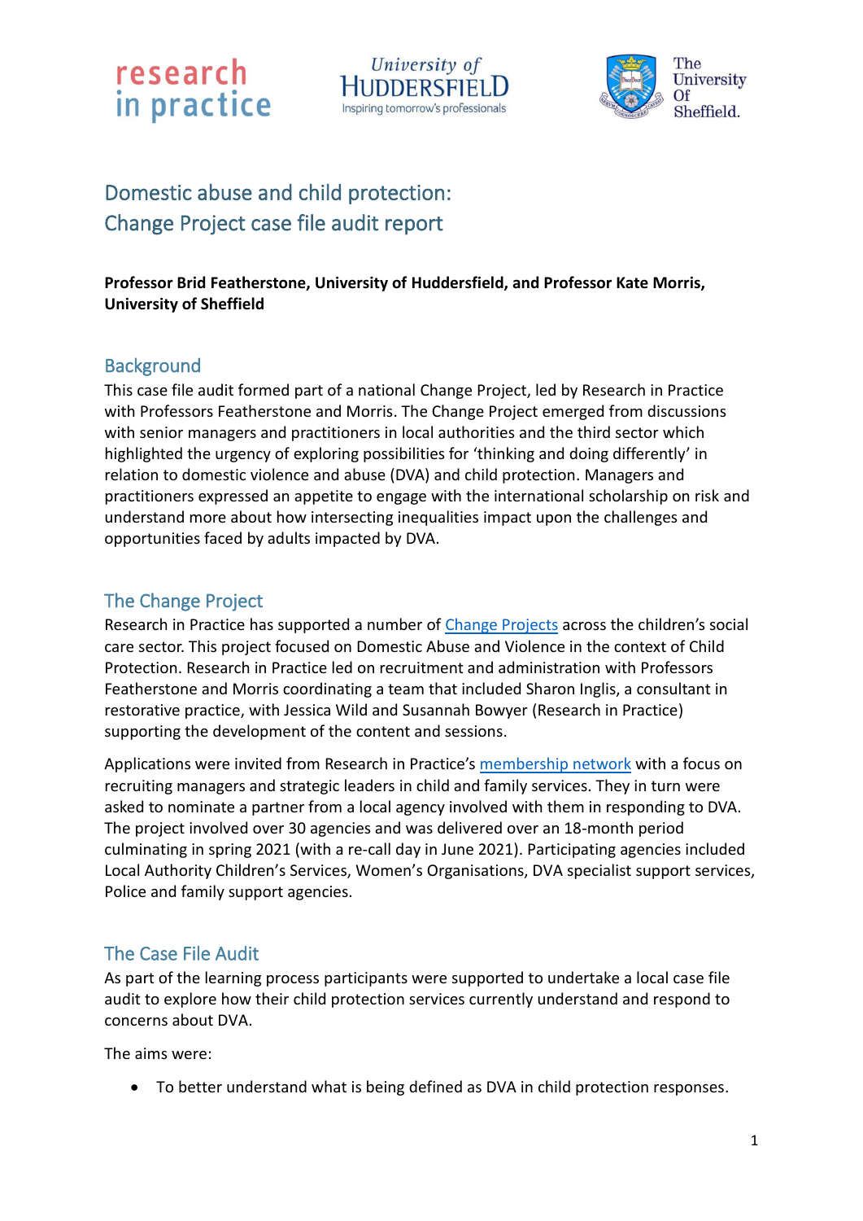# Domestic abuse and child protection: Change Project case file audit report

**Professor Brid Featherstone, University of Huddersfield, and Professor Kate Morris, University of Sheffield**

## Background

This case file audit formed part of a national Change Project, led by Research in Practice with Professors Featherstone and Morris. The Change Project emerged from discussions with senior managers and practitioners in local authorities and the third sector which highlighted the urgency of exploring possibilities for 'thinking and doing differently' in relation to domestic violence and abuse (DVA) and child protection. Managers and practitioners expressed an appetite to engage with the international scholarship on risk and understand more about how intersecting inequalities impact upon the challenges and opportunities faced by adults impacted by DVA.

## The Change Project

Research in Practice has supported a number of Change Projects across the children's social care sector. This project focused on Domestic Abuse and Violence in the context of Child Protection. Research in Practice led on recruitment and administration with Professors Featherstone and Morris coordinating a team that included Sharon Inglis, a consultant in restorative practice, with Jessica Wild and Susannah Bowyer (Research in Practice) supporting the development of the content and sessions.

Applications were invited from Research in Practice's membership network with a focus on recruiting managers and strategic leaders in child and family services. They in turn were asked to nominate a partner from a local agency involved with them in responding to DVA. The project involved over 30 agencies and was delivered over an 18-month period culminating in spring 2021 (with a re-call day in June 2021). Participating agencies included Local Authority Children's Services, Women's Organisations, DVA specialist support services, Police and family support agencies.

## The Case File Audit

As part of the learning process participants were supported to undertake a local case file audit to explore how their child protection services currently understand and respond to concerns about DVA.

The aims were:

- To better understand what is being defined as DVA in child protection responses.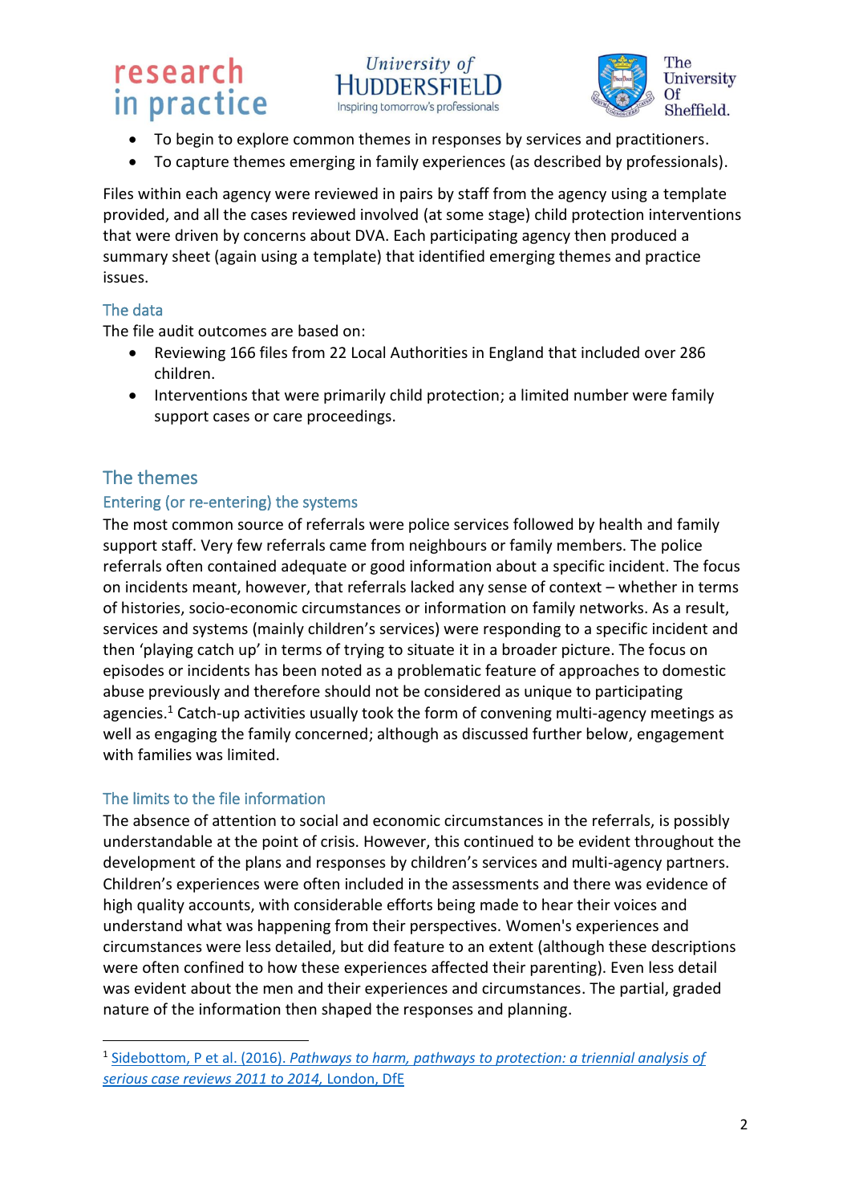- To begin to explore common themes in responses by services and practitioners.
- To capture themes emerging in family experiences (as described by professionals).

Files within each agency were reviewed in pairs by staff from the agency using a template provided, and all the cases reviewed involved (at some stage) child protection interventions that were driven by concerns about DVA. Each participating agency then produced a summary sheet (again using a template) that identified emerging themes and practice issues.

### The data

The file audit outcomes are based on:

- Reviewing 166 files from 22 Local Authorities in England that included over 286 children.
- Interventions that were primarily child protection; a limited number were family support cases or care proceedings.

## The themes

### Entering (or re-entering) the systems

The most common source of referrals were police services followed by health and family support staff. Very few referrals came from neighbours or family members. The police referrals often contained adequate or good information about a specific incident. The focus on incidents meant, however, that referrals lacked any sense of context – whether in terms of histories, socio-economic circumstances or information on family networks. As a result, services and systems (mainly children's services) were responding to a specific incident and then 'playing catch up' in terms of trying to situate it in a broader picture. The focus on episodes or incidents has been noted as a problematic feature of approaches to domestic abuse previously and therefore should not be considered as unique to participating agencies.[1] Catch-up activities usually took the form of convening multi-agency meetings as well as engaging the family concerned; although as discussed further below, engagement with families was limited.

### The limits to the file information

The absence of attention to social and economic circumstances in the referrals, is possibly understandable at the point of crisis. However, this continued to be evident throughout the development of the plans and responses by children's services and multi-agency partners. Children's experiences were often included in the assessments and there was evidence of high quality accounts, with considerable efforts being made to hear their voices and understand what was happening from their perspectives. Women's experiences and circumstances were less detailed, but did feature to an extent (although these descriptions were often confined to how these experiences affected their parenting). Even less detail was evident about the men and their experiences and circumstances. The partial, graded nature of the information then shaped the responses and planning.

---

[1] Sidebottom, P et al. (2016). *Pathways to harm, pathways to protection: a triennial analysis of serious case reviews 2011 to 2014*, London, DfE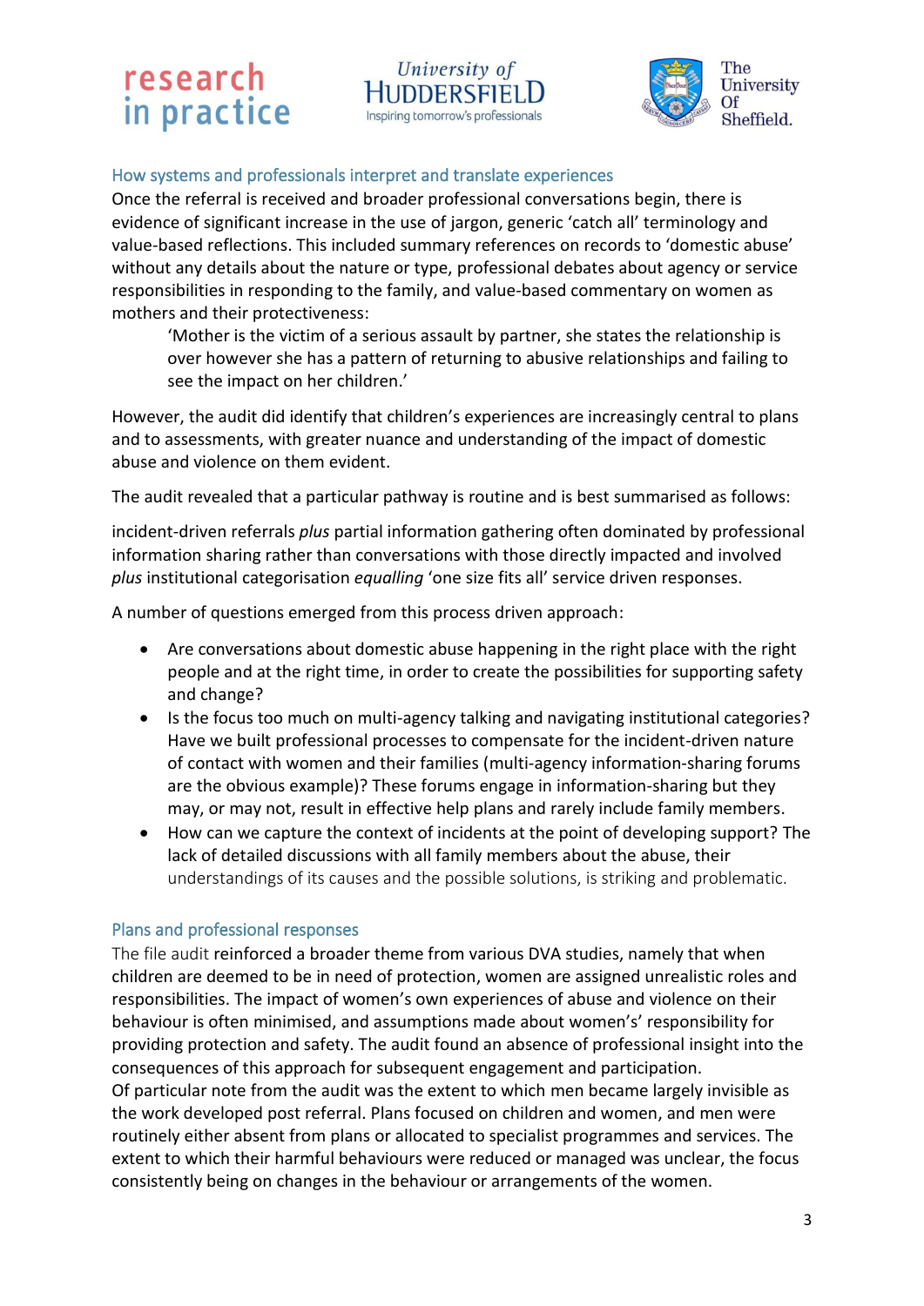## How systems and professionals interpret and translate experiences

Once the referral is received and broader professional conversations begin, there is evidence of significant increase in the use of jargon, generic 'catch all' terminology and value-based reflections. This included summary references on records to 'domestic abuse' without any details about the nature or type, professional debates about agency or service responsibilities in responding to the family, and value-based commentary on women as mothers and their protectiveness:

> 'Mother is the victim of a serious assault by partner, she states the relationship is over however she has a pattern of returning to abusive relationships and failing to see the impact on her children.'

However, the audit did identify that children's experiences are increasingly central to plans and to assessments, with greater nuance and understanding of the impact of domestic abuse and violence on them evident.

The audit revealed that a particular pathway is routine and is best summarised as follows:

incident-driven referrals *plus* partial information gathering often dominated by professional information sharing rather than conversations with those directly impacted and involved *plus* institutional categorisation *equalling* 'one size fits all' service driven responses.

A number of questions emerged from this process driven approach:

- Are conversations about domestic abuse happening in the right place with the right people and at the right time, in order to create the possibilities for supporting safety and change?
- Is the focus too much on multi-agency talking and navigating institutional categories? Have we built professional processes to compensate for the incident-driven nature of contact with women and their families (multi-agency information-sharing forums are the obvious example)? These forums engage in information-sharing but they may, or may not, result in effective help plans and rarely include family members.
- How can we capture the context of incidents at the point of developing support? The lack of detailed discussions with all family members about the abuse, their understandings of its causes and the possible solutions, is striking and problematic.

## Plans and professional responses

The file audit reinforced a broader theme from various DVA studies, namely that when children are deemed to be in need of protection, women are assigned unrealistic roles and responsibilities. The impact of women's own experiences of abuse and violence on their behaviour is often minimised, and assumptions made about women's' responsibility for providing protection and safety. The audit found an absence of professional insight into the consequences of this approach for subsequent engagement and participation.

Of particular note from the audit was the extent to which men became largely invisible as the work developed post referral. Plans focused on children and women, and men were routinely either absent from plans or allocated to specialist programmes and services. The extent to which their harmful behaviours were reduced or managed was unclear, the focus consistently being on changes in the behaviour or arrangements of the women.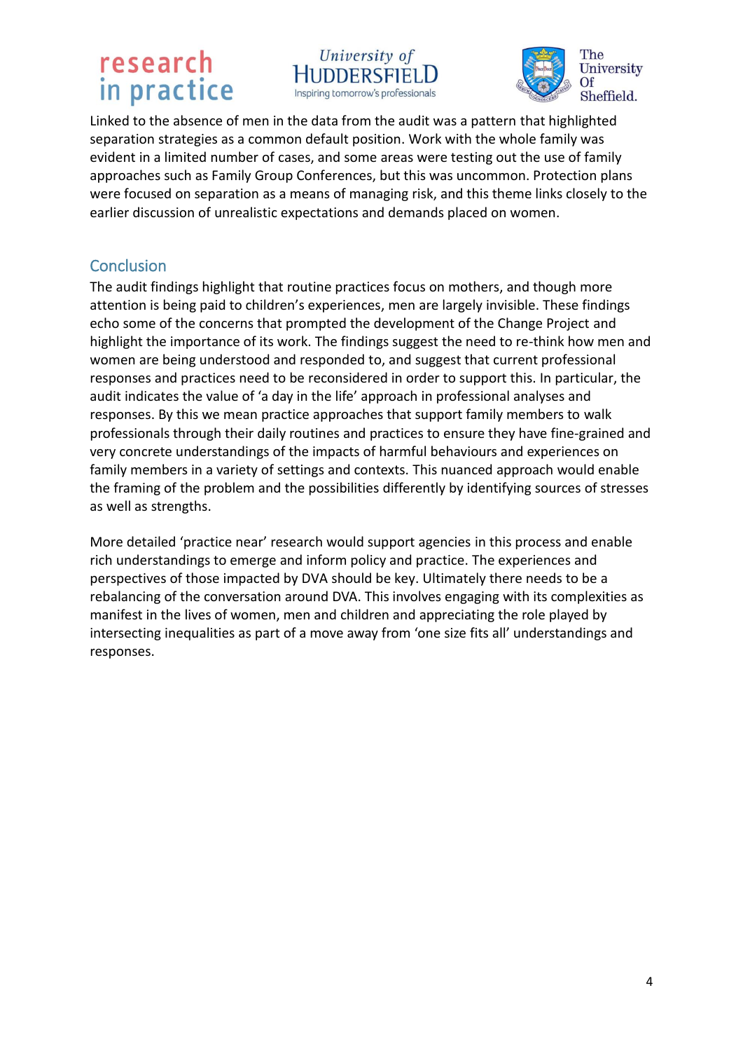Linked to the absence of men in the data from the audit was a pattern that highlighted separation strategies as a common default position. Work with the whole family was evident in a limited number of cases, and some areas were testing out the use of family approaches such as Family Group Conferences, but this was uncommon. Protection plans were focused on separation as a means of managing risk, and this theme links closely to the earlier discussion of unrealistic expectations and demands placed on women.

## Conclusion

The audit findings highlight that routine practices focus on mothers, and though more attention is being paid to children's experiences, men are largely invisible. These findings echo some of the concerns that prompted the development of the Change Project and highlight the importance of its work. The findings suggest the need to re-think how men and women are being understood and responded to, and suggest that current professional responses and practices need to be reconsidered in order to support this. In particular, the audit indicates the value of 'a day in the life' approach in professional analyses and responses. By this we mean practice approaches that support family members to walk professionals through their daily routines and practices to ensure they have fine-grained and very concrete understandings of the impacts of harmful behaviours and experiences on family members in a variety of settings and contexts. This nuanced approach would enable the framing of the problem and the possibilities differently by identifying sources of stresses as well as strengths.

More detailed 'practice near' research would support agencies in this process and enable rich understandings to emerge and inform policy and practice. The experiences and perspectives of those impacted by DVA should be key. Ultimately there needs to be a rebalancing of the conversation around DVA. This involves engaging with its complexities as manifest in the lives of women, men and children and appreciating the role played by intersecting inequalities as part of a move away from 'one size fits all' understandings and responses.